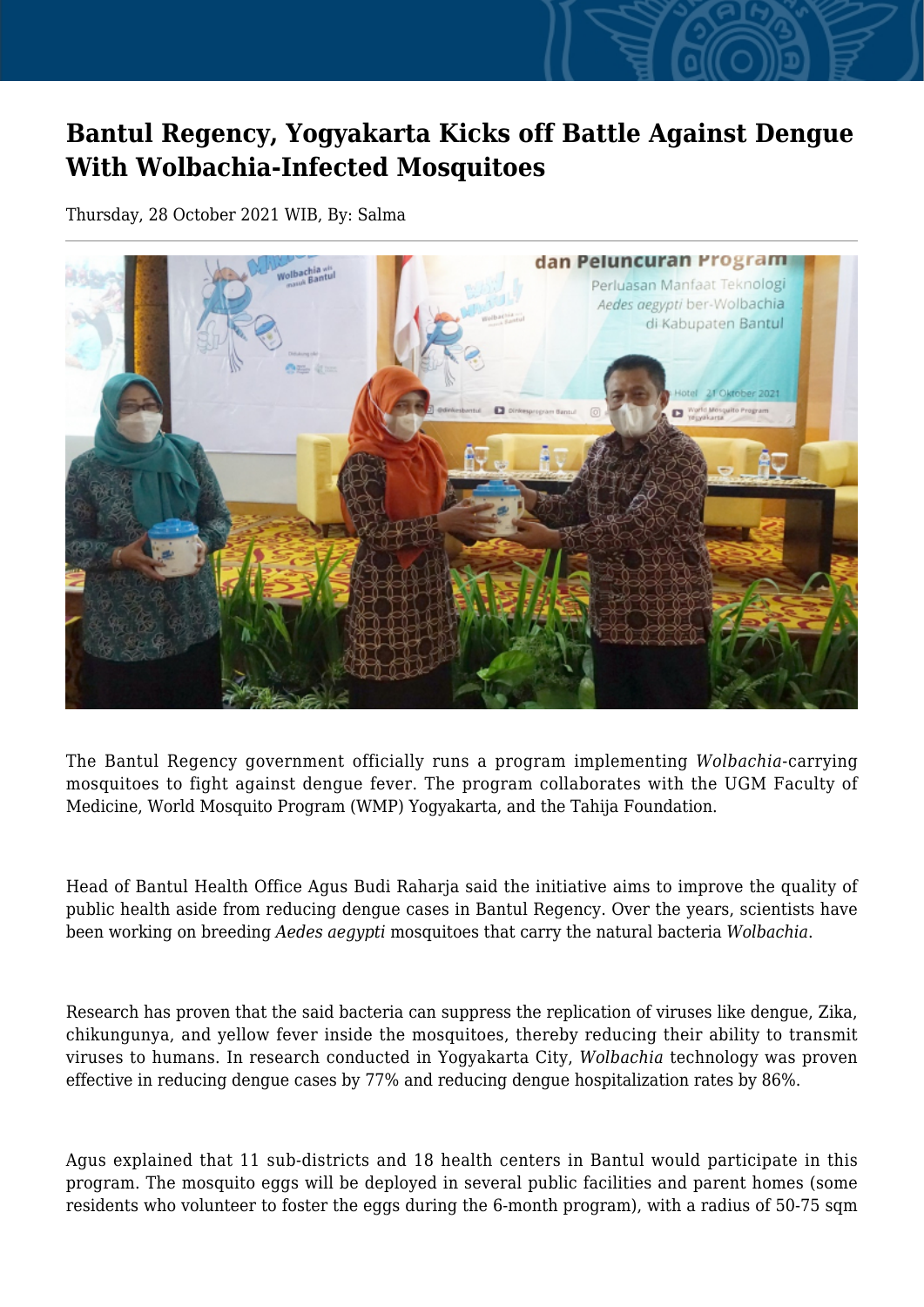# Bantul Regency, Yogyakarta Kicks off Battle Against Dengue With Wolbachia-Infected Mosquitoes

Thursday, 28 October 2021 WIB, By: Salma

The Bantul Regency government officially runs a program implementing *Wolbachia*-carrying mosquitoes to fight against dengue fever. The program collaborates with the UGM Faculty of Medicine, World Mosquito Program (WMP) Yogyakarta, and the Tahija Foundation.

Head of Bantul Health Office Agus Budi Raharja said the initiative aims to improve the quality of public health aside from reducing dengue cases in Bantul Regency. Over the years, scientists have been working on breeding *Aedes aegypti* mosquitoes that carry the natural bacteria *Wolbachia*.

Research has proven that the said bacteria can suppress the replication of viruses like dengue, Zika, chikungunya, and yellow fever inside the mosquitoes, thereby reducing their ability to transmit viruses to humans. In research conducted in Yogyakarta City, *Wolbachia* technology was proven effective in reducing dengue cases by 77% and reducing dengue hospitalization rates by 86%.

Agus explained that 11 sub-districts and 18 health centers in Bantul would participate in this program. The mosquito eggs will be deployed in several public facilities and parent homes (some residents who volunteer to foster the eggs during the 6-month program), with a radius of 50-75 sqm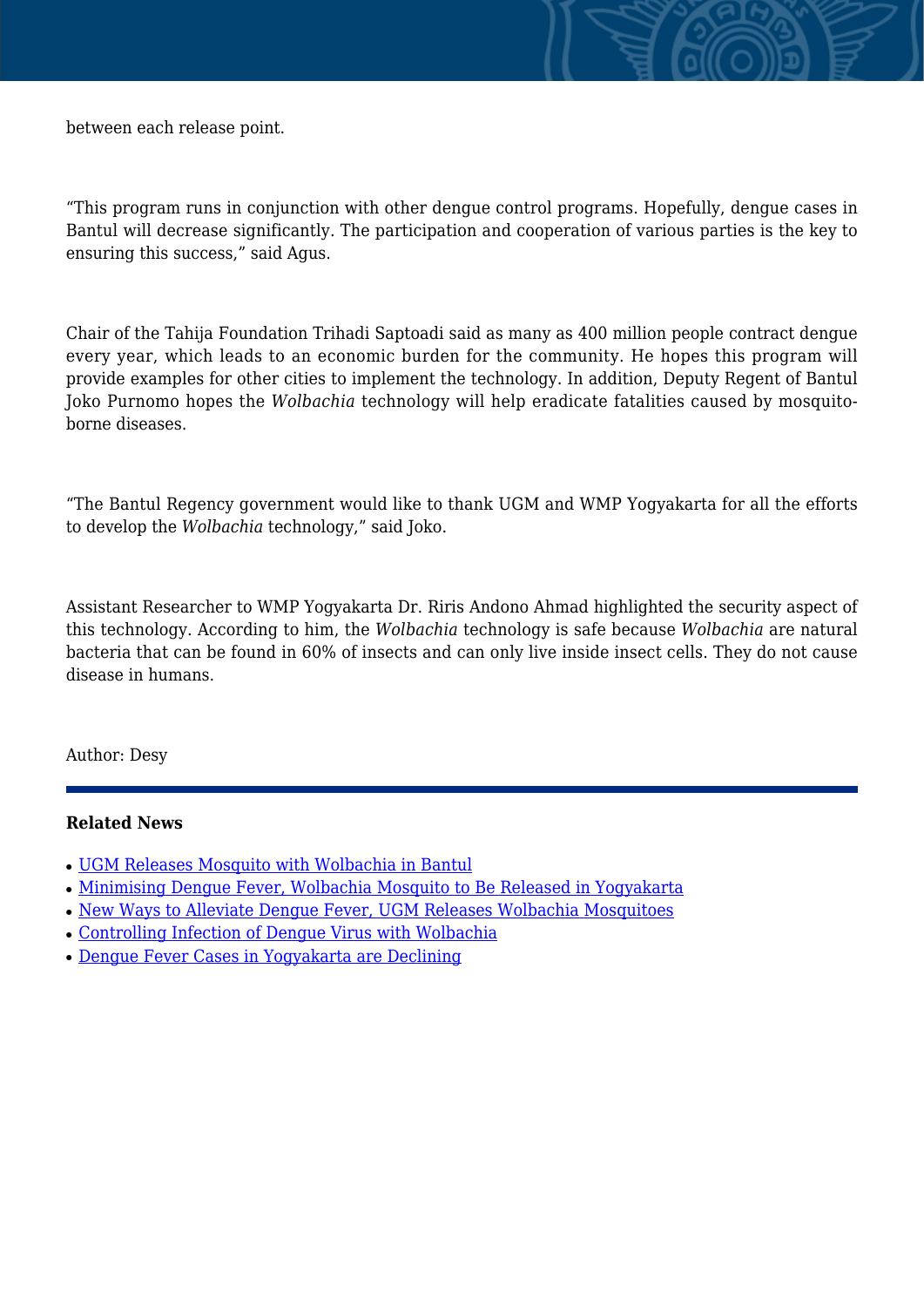between each release point.

“This program runs in conjunction with other dengue control programs. Hopefully, dengue cases in Bantul will decrease significantly. The participation and cooperation of various parties is the key to ensuring this success,” said Agus.

Chair of the Tahija Foundation Trihadi Saptoadi said as many as 400 million people contract dengue every year, which leads to an economic burden for the community. He hopes this program will provide examples for other cities to implement the technology. In addition, Deputy Regent of Bantul Joko Purnomo hopes the *Wolbachia* technology will help eradicate fatalities caused by mosquito-borne diseases.

“The Bantul Regency government would like to thank UGM and WMP Yogyakarta for all the efforts to develop the *Wolbachia* technology,” said Joko.

Assistant Researcher to WMP Yogyakarta Dr. Riris Andono Ahmad highlighted the security aspect of this technology. According to him, the *Wolbachia* technology is safe because *Wolbachia* are natural bacteria that can be found in 60% of insects and can only live inside insect cells. They do not cause disease in humans.

Author: Desy

---

**Related News**

- UGM Releases Mosquito with Wolbachia in Bantul
- Minimising Dengue Fever, Wolbachia Mosquito to Be Released in Yogyakarta
- New Ways to Alleviate Dengue Fever, UGM Releases Wolbachia Mosquitoes
- Controlling Infection of Dengue Virus with Wolbachia
- Dengue Fever Cases in Yogyakarta are Declining